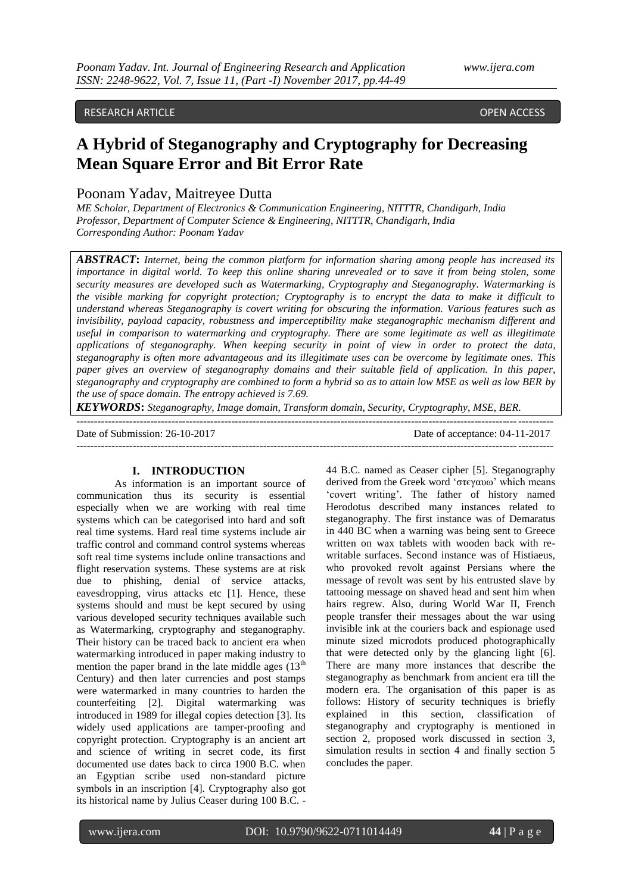RESEARCH ARTICLE OPEN ACCESS

# A Hybrid of Steganography and Cryptography for Decreasing Mean Square Error and Bit Error Rate

Poonam Yadav, Maitreyee Dutta

*ME Scholar, Department of Electronics & Communication Engineering, NITTTR, Chandigarh, India*
*Professor, Department of Computer Science & Engineering, NITTTR, Chandigarh, India*
*Corresponding Author: Poonam Yadav*

***ABSTRACT*:** *Internet, being the common platform for information sharing among people has increased its importance in digital world. To keep this online sharing unrevealed or to save it from being stolen, some security measures are developed such as Watermarking, Cryptography and Steganography. Watermarking is the visible marking for copyright protection; Cryptography is to encrypt the data to make it difficult to understand whereas Steganography is covert writing for obscuring the information. Various features such as invisibility, payload capacity, robustness and imperceptibility make steganographic mechanism different and useful in comparison to watermarking and cryptography. There are some legitimate as well as illegitimate applications of steganography. When keeping security in point of view in order to protect the data, steganography is often more advantageous and its illegitimate uses can be overcome by legitimate ones. This paper gives an overview of steganography domains and their suitable field of application. In this paper, steganography and cryptography are combined to form a hybrid so as to attain low MSE as well as low BER by the use of space domain. The entropy achieved is 7.69.*

***KEYWORDS*:** *Steganography, Image domain, Transform domain, Security, Cryptography, MSE, BER.*

---

Date of Submission: 26-10-2017 Date of acceptance: 04-11-2017

---

## I. INTRODUCTION

As information is an important source of communication thus its security is essential especially when we are working with real time systems which can be categorised into hard and soft real time systems. Hard real time systems include air traffic control and command control systems whereas soft real time systems include online transactions and flight reservation systems. These systems are at risk due to phishing, denial of service attacks, eavesdropping, virus attacks etc [1]. Hence, these systems should and must be kept secured by using various developed security techniques available such as Watermarking, cryptography and steganography. Their history can be traced back to ancient era when watermarking introduced in paper making industry to mention the paper brand in the late middle ages (13th Century) and then later currencies and post stamps were watermarked in many countries to harden the counterfeiting [2]. Digital watermarking was introduced in 1989 for illegal copies detection [3]. Its widely used applications are tamper-proofing and copyright protection. Cryptography is an ancient art and science of writing in secret code, its first documented use dates back to circa 1900 B.C. when an Egyptian scribe used non-standard picture symbols in an inscription [4]. Cryptography also got its historical name by Julius Ceaser during 100 B.C. - 44 B.C. named as Ceaser cipher [5]. Steganography derived from the Greek word 'στεγανω' which means 'covert writing'. The father of history named Herodotus described many instances related to steganography. The first instance was of Demaratus in 440 BC when a warning was being sent to Greece written on wax tablets with wooden back with re-writable surfaces. Second instance was of Histiaeus, who provoked revolt against Persians where the message of revolt was sent by his entrusted slave by tattooing message on shaved head and sent him when hairs regrew. Also, during World War II, French people transfer their messages about the war using invisible ink at the couriers back and espionage used minute sized microdots produced photographically that were detected only by the glancing light [6]. There are many more instances that describe the steganography as benchmark from ancient era till the modern era. The organisation of this paper is as follows: History of security techniques is briefly explained in this section, classification of steganography and cryptography is mentioned in section 2, proposed work discussed in section 3, simulation results in section 4 and finally section 5 concludes the paper.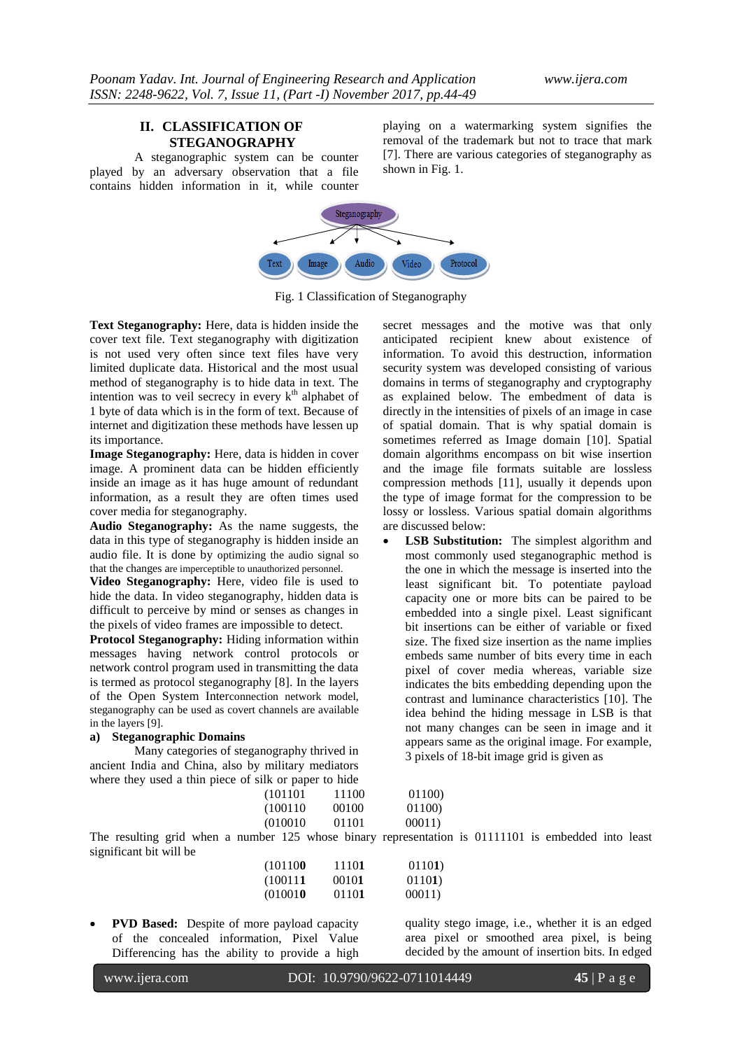## II. CLASSIFICATION OF STEGANOGRAPHY

A steganographic system can be counter played by an adversary observation that a file contains hidden information in it, while counter playing on a watermarking system signifies the removal of the trademark but not to trace that mark [7]. There are various categories of steganography as shown in Fig. 1.

Fig. 1 Classification of Steganography

**Text Steganography:** Here, data is hidden inside the cover text file. Text steganography with digitization is not used very often since text files have very limited duplicate data. Historical and the most usual method of steganography is to hide data in text. The intention was to veil secrecy in every k[th] alphabet of 1 byte of data which is in the form of text. Because of internet and digitization these methods have lessen up its importance.

**Image Steganography:** Here, data is hidden in cover image. A prominent data can be hidden efficiently inside an image as it has huge amount of redundant information, as a result they are often times used cover media for steganography.

**Audio Steganography:** As the name suggests, the data in this type of steganography is hidden inside an audio file. It is done by optimizing the audio signal so that the changes are imperceptible to unauthorized personnel.

**Video Steganography:** Here, video file is used to hide the data. In video steganography, hidden data is difficult to perceive by mind or senses as changes in the pixels of video frames are impossible to detect.

**Protocol Steganography:** Hiding information within messages having network control protocols or network control program used in transmitting the data is termed as protocol steganography [8]. In the layers of the Open System Interconnection network model, steganography can be used as covert channels are available in the layers [9].

**a) Steganographic Domains**

Many categories of steganography thrived in ancient India and China, also by military mediators where they used a thin piece of silk or paper to hide secret messages and the motive was that only anticipated recipient knew about existence of information. To avoid this destruction, information security system was developed consisting of various domains in terms of steganography and cryptography as explained below. The embedment of data is directly in the intensities of pixels of an image in case of spatial domain. That is why spatial domain is sometimes referred as Image domain [10]. Spatial domain algorithms encompass on bit wise insertion and the image file formats suitable are lossless compression methods [11], usually it depends upon the type of image format for the compression to be lossy or lossless. Various spatial domain algorithms are discussed below:

- **LSB Substitution:** The simplest algorithm and most commonly used steganographic method is the one in which the message is inserted into the least significant bit. To potentiate payload capacity one or more bits can be paired to be embedded into a single pixel. Least significant bit insertions can be either of variable or fixed size. The fixed size insertion as the name implies embeds same number of bits every time in each pixel of cover media whereas, variable size indicates the bits embedding depending upon the contrast and luminance characteristics [10]. The idea behind the hiding message in LSB is that not many changes can be seen in the image and it appears same as the original image. For example, 3 pixels of 18-bit image grid is given as

```
(101101   11100   01100)
(100110   00100   01100)
(010010   01101   00011)
```

The resulting grid when a number 125 whose binary representation is 01111101 is embedded into least significant bit will be

(10110**0** 1110**1** 0110**1**)
(10011**1** 0010**1** 0110**1**)
(01001**0** 0110**1** 00011)

- **PVD Based:** Despite of more payload capacity of the concealed information, Pixel Value Differencing has the ability to provide a high quality stego image, i.e., whether it is an edged area pixel or smoothed area pixel, is being decided by the amount of insertion bits. In edged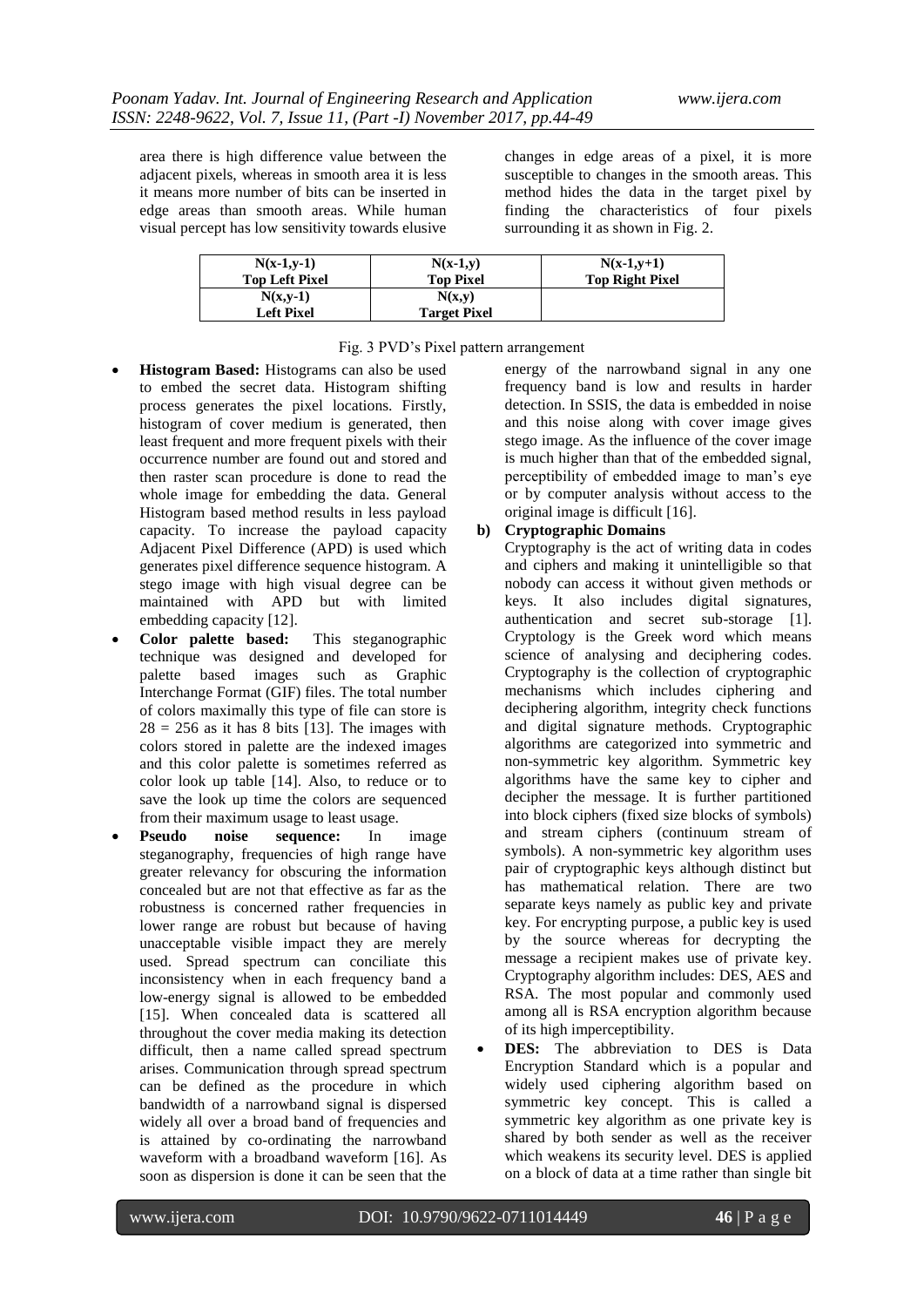area there is high difference value between the adjacent pixels, whereas in smooth area it is less it means more number of bits can be inserted in edge areas than smooth areas. While human visual percept has low sensitivity towards elusive changes in edge areas of a pixel, it is more susceptible to changes in the smooth areas. This method hides the data in the target pixel by finding the characteristics of four pixels surrounding it as shown in Fig. 2.

| **N(x-1,y-1)** **Top Left Pixel** | **N(x-1,y)** **Top Pixel** | **N(x-1,y+1)** **Top Right Pixel** |
|---|---|---|
| **N(x,y-1)** **Left Pixel** | **N(x,y)** **Target Pixel** | |

Fig. 3 PVD's Pixel pattern arrangement

- **Histogram Based:** Histograms can also be used to embed the secret data. Histogram shifting process generates the pixel locations. Firstly, histogram of cover medium is generated, then least frequent and more frequent pixels with their occurrence number are found out and stored and then raster scan procedure is done to read the whole image for embedding the data. General Histogram based method results in less payload capacity. To increase the payload capacity Adjacent Pixel Difference (APD) is used which generates pixel difference sequence histogram. A stego image with high visual degree can be maintained with APD but with limited embedding capacity [12].
- **Color palette based:** This steganographic technique was designed and developed for palette based images such as Graphic Interchange Format (GIF) files. The total number of colors maximally this type of file can store is 28 = 256 as it has 8 bits [13]. The images with colors stored in palette are the indexed images and this color palette is sometimes referred as color look up table [14]. Also, to reduce or to save the look up time the colors are sequenced from their maximum usage to least usage.
- **Pseudo noise sequence:** In image steganography, frequencies of high range have greater relevancy for obscuring the information concealed but are not that effective as far as the robustness is concerned rather frequencies in lower range are robust but because of having unacceptable visible impact they are merely used. Spread spectrum can conciliate this inconsistency when in each frequency band a low-energy signal is allowed to be embedded [15]. When concealed data is scattered all throughout the cover media making its detection difficult, then a name called spread spectrum arises. Communication through spread spectrum can be defined as the procedure in which bandwidth of a narrowband signal is dispersed widely all over a broad band of frequencies and is attained by co-ordinating the narrowband waveform with a broadband waveform [16]. As soon as dispersion is done it can be seen that the energy of the narrowband signal in any one frequency band is low and results in harder detection. In SSIS, the data is embedded in noise and this noise along with cover image gives stego image. As the influence of the cover image is much higher than that of the embedded signal, perceptibility of embedded image to man's eye or by computer analysis without access to the original image is difficult [16].

**b) Cryptographic Domains**

Cryptography is the act of writing data in codes and ciphers and making it unintelligible so that nobody can access it without given methods or keys. It also includes digital signatures, authentication and secret sub-storage [1]. Cryptology is the Greek word which means science of analysing and deciphering codes. Cryptography is the collection of cryptographic mechanisms which includes ciphering and deciphering algorithm, integrity check functions and digital signature methods. Cryptographic algorithms are categorized into symmetric and non-symmetric key algorithm. Symmetric key algorithms have the same key to cipher and decipher the message. It is further partitioned into block ciphers (fixed size blocks of symbols) and stream ciphers (continuum stream of symbols). A non-symmetric key algorithm uses pair of cryptographic keys although distinct but has mathematical relation. There are two separate keys namely as public key and private key. For encrypting purpose, a public key is used by the source whereas for decrypting the message a recipient makes use of private key. Cryptography algorithm includes: DES, AES and RSA. The most popular and commonly used among all is RSA encryption algorithm because of its high imperceptibility.

- **DES:** The abbreviation to DES is Data Encryption Standard which is a popular and widely used ciphering algorithm based on symmetric key concept. This is called a symmetric key algorithm as one private key is shared by both sender as well as the receiver which weakens its security level. DES is applied on a block of data at a time rather than single bit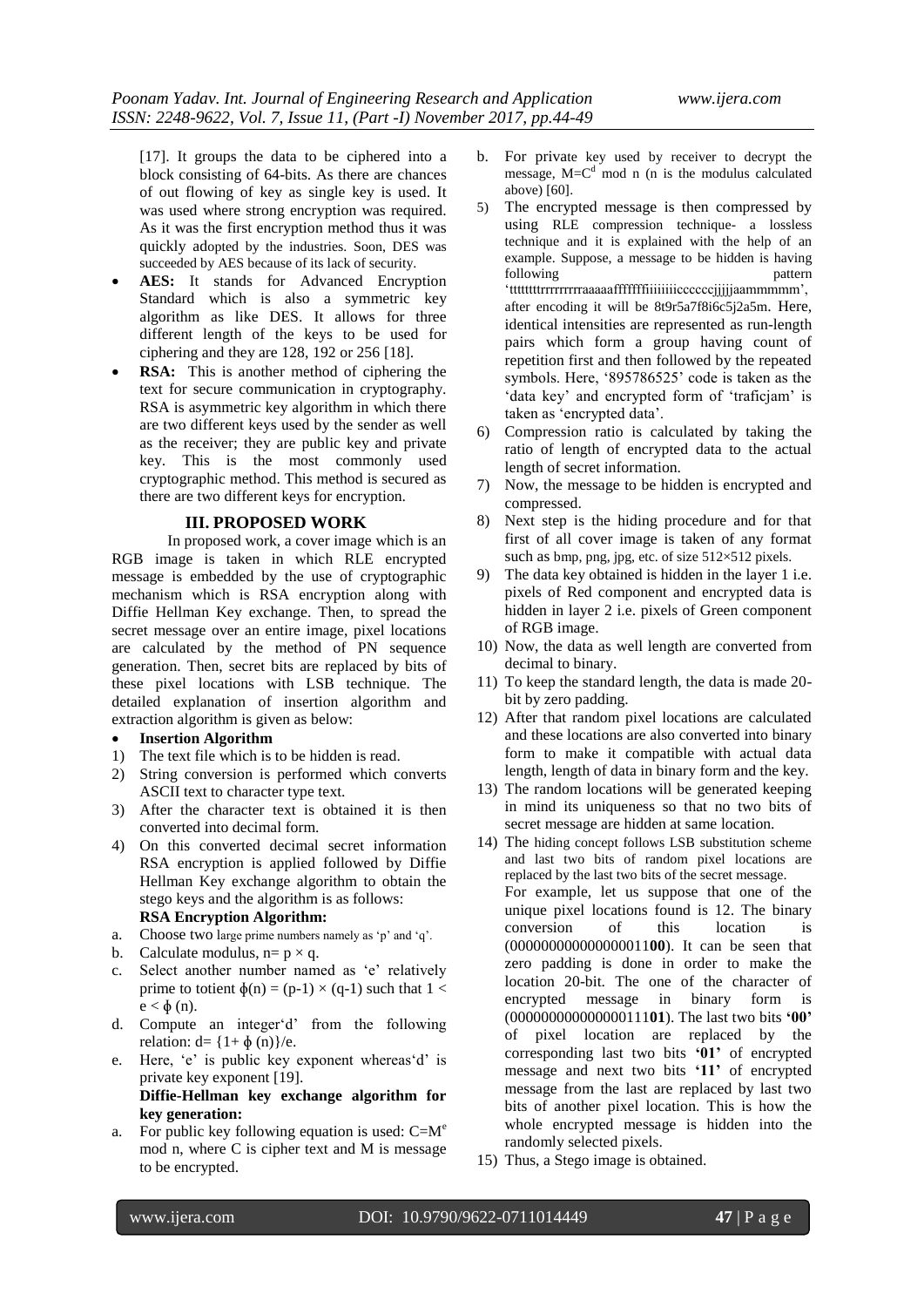[17]. It groups the data to be ciphered into a block consisting of 64-bits. As there are chances of out flowing of key as single key is used. It was used where strong encryption was required. As it was the first encryption method thus it was quickly adopted by the industries. Soon, DES was succeeded by AES because of its lack of security.

- **AES:** It stands for Advanced Encryption Standard which is also a symmetric key algorithm as like DES. It allows for three different length of the keys to be used for ciphering and they are 128, 192 or 256 [18].
- **RSA:** This is another method of ciphering the text for secure communication in cryptography. RSA is asymmetric key algorithm in which there are two different keys used by the sender as well as the receiver; they are public key and private key. This is the most commonly used cryptographic method. This method is secured as there are two different keys for encryption.

## III. PROPOSED WORK

In proposed work, a cover image which is an RGB image is taken in which RLE encrypted message is embedded by the use of cryptographic mechanism which is RSA encryption along with Diffie Hellman Key exchange. Then, to spread the secret message over an entire image, pixel locations are calculated by the method of PN sequence generation. Then, secret bits are replaced by bits of these pixel locations with LSB technique. The detailed explanation of insertion algorithm and extraction algorithm is given as below:

- **Insertion Algorithm**

1) The text file which is to be hidden is read.
2) String conversion is performed which converts ASCII text to character type text.
3) After the character text is obtained it is then converted into decimal form.
4) On this converted decimal secret information RSA encryption is applied followed by Diffie Hellman Key exchange algorithm to obtain the stego keys and the algorithm is as follows:

**RSA Encryption Algorithm:**

a. Choose two large prime numbers namely as 'p' and 'q'.
b. Calculate modulus, $n = p \times q$.
c. Select another number named as 'e' relatively prime to totient $\phi(n) = (p-1) \times (q-1)$ such that $1 < e < \phi(n)$.
d. Compute an integer'd' from the following relation: $d = \{1 + \phi(n)\}/e$.
e. Here, 'e' is public key exponent whereas'd' is private key exponent [19].

**Diffie-Hellman key exchange algorithm for key generation:**

a. For public key following equation is used: $C=M^e \bmod n$, where C is cipher text and M is message to be encrypted.
b. For private key used by receiver to decrypt the message, $M=C^d \bmod n$ (n is the modulus calculated above) [60].

5) The encrypted message is then compressed by using RLE compression technique- a lossless technique and it is explained with the help of an example. Suppose, a message to be hidden is having following pattern 'ttttttttrrrrrrrrraaaaafffffffiiiiiiiccccccjjjjjaammmmm', after encoding it will be 8t9r5a7f8i6c5j2a5m. Here, identical intensities are represented as run-length pairs which form a group having count of repetition first and then followed by the repeated symbols. Here, '895786525' code is taken as the 'data key' and encrypted form of 'traficjam' is taken as 'encrypted data'.
6) Compression ratio is calculated by taking the ratio of length of encrypted data to the actual length of secret information.
7) Now, the message to be hidden is encrypted and compressed.
8) Next step is the hiding procedure and for that first of all cover image is taken of any format such as bmp, png, jpg, etc. of size 512×512 pixels.
9) The data key obtained is hidden in the layer 1 i.e. pixels of Red component and encrypted data is hidden in layer 2 i.e. pixels of Green component of RGB image.
10) Now, the data as well length are converted from decimal to binary.
11) To keep the standard length, the data is made 20-bit by zero padding.
12) After that random pixel locations are calculated and these locations are also converted into binary form to make it compatible with actual data length, length of data in binary form and the key.
13) The random locations will be generated keeping in mind its uniqueness so that no two bits of secret message are hidden at same location.
14) The hiding concept follows LSB substitution scheme and last two bits of random pixel locations are replaced by the last two bits of the secret message.
For example, let us suppose that one of the unique pixel locations found is 12. The binary conversion of this location is (000000000000000011**00**). It can be seen that zero padding is done in order to make the location 20-bit. The one of the character of encrypted message in binary form is (000000000000000111**01**). The last two bits **'00'** of pixel location are replaced by the corresponding last two bits **'01'** of encrypted message and next two bits **'11'** of encrypted message from the last are replaced by last two bits of another pixel location. This is how the whole encrypted message is hidden into the randomly selected pixels.
15) Thus, a Stego image is obtained.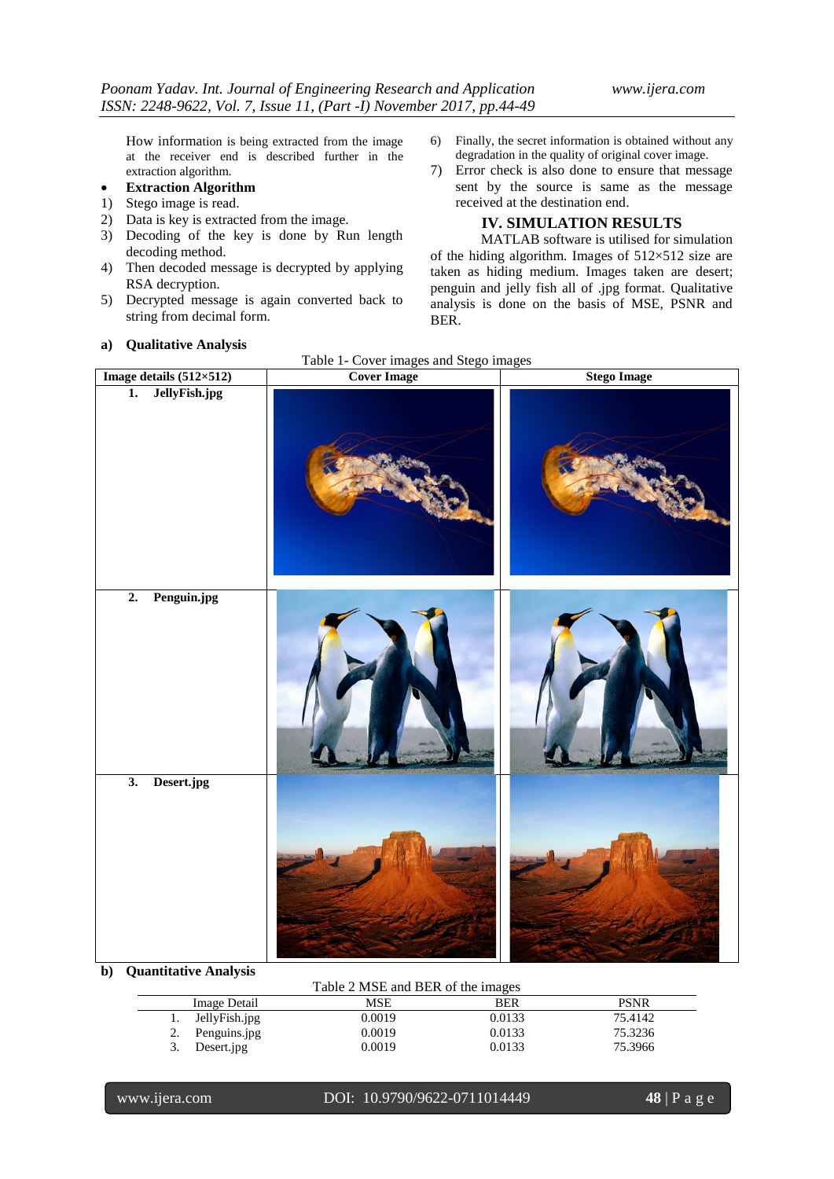How information is being extracted from the image at the receiver end is described further in the extraction algorithm.

- **Extraction Algorithm**

1) Stego image is read.
2) Data is key is extracted from the image.
3) Decoding of the key is done by Run length decoding method.
4) Then decoded message is decrypted by applying RSA decryption.
5) Decrypted message is again converted back to string from decimal form.
6) Finally, the secret information is obtained without any degradation in the quality of original cover image.
7) Error check is also done to ensure that message sent by the source is same as the message received at the destination end.

## IV. SIMULATION RESULTS

MATLAB software is utilised for simulation of the hiding algorithm. Images of 512×512 size are taken as hiding medium. Images taken are desert; penguin and jelly fish all of .jpg format. Qualitative analysis is done on the basis of MSE, PSNR and BER.

### a) Qualitative Analysis

Table 1- Cover images and Stego images

| Image details (512×512) | Cover Image | Stego Image |
|---|---|---|
| 1. JellyFish.jpg | | |
| 2. Penguin.jpg | | |
| 3. Desert.jpg | | |

### b) Quantitative Analysis

Table 2 MSE and BER of the images

| Image Detail | MSE | BER | PSNR |
|---|---|---|---|
| 1. JellyFish.jpg | 0.0019 | 0.0133 | 75.4142 |
| 2. Penguins.jpg | 0.0019 | 0.0133 | 75.3236 |
| 3. Desert.jpg | 0.0019 | 0.0133 | 75.3966 |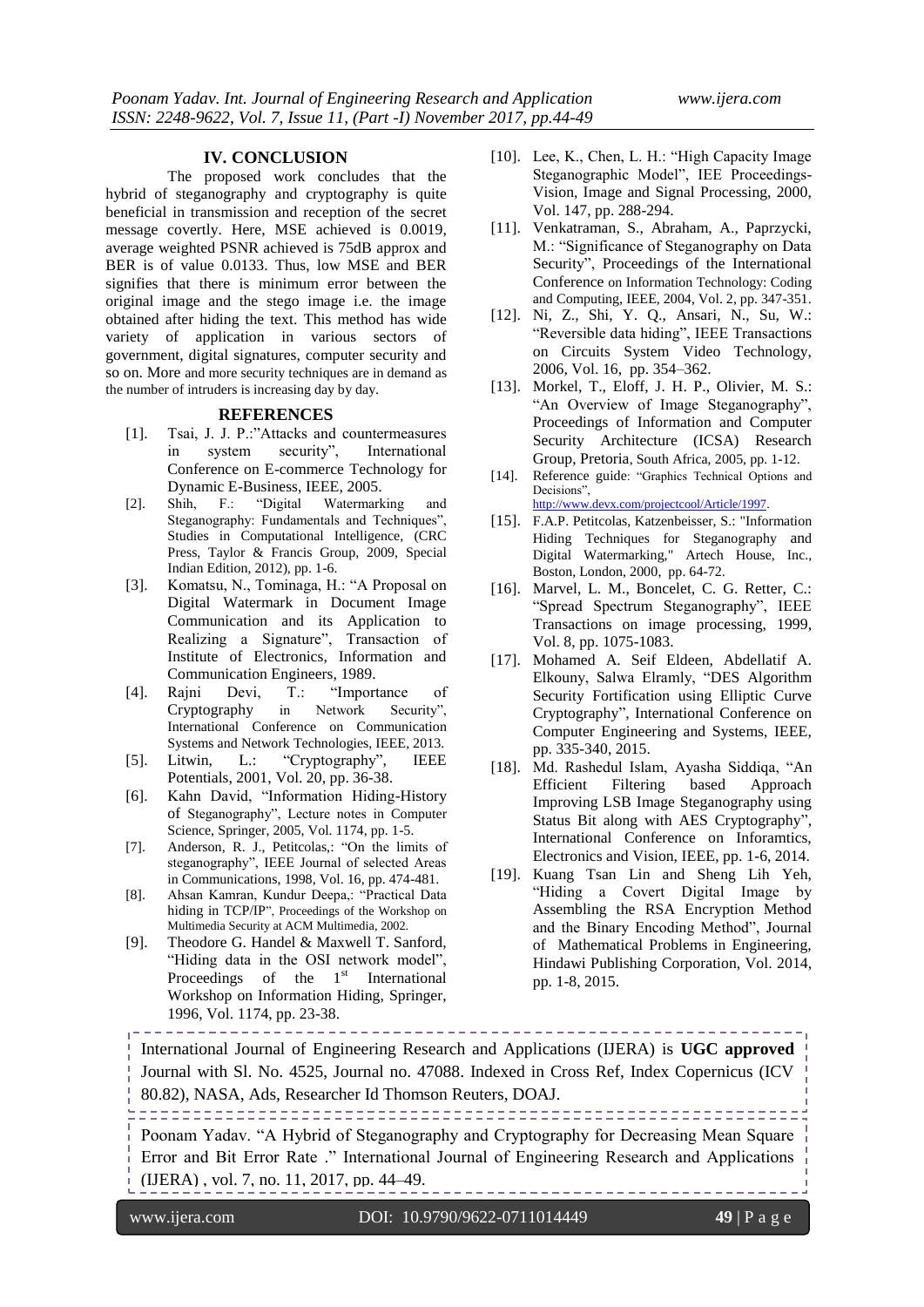## IV. CONCLUSION

The proposed work concludes that the hybrid of steganography and cryptography is quite beneficial in transmission and reception of the secret message covertly. Here, MSE achieved is 0.0019, average weighted PSNR achieved is 75dB approx and BER is of value 0.0133. Thus, low MSE and BER signifies that there is minimum error between the original image and the stego image i.e. the image obtained after hiding the text. This method has wide variety of application in various sectors of government, digital signatures, computer security and so on. More and more security techniques are in demand as the number of intruders is increasing day by day.

## REFERENCES

[1]. Tsai, J. J. P.:"Attacks and countermeasures in system security", International Conference on E-commerce Technology for Dynamic E-Business, IEEE, 2005.

[2]. Shih, F.: "Digital Watermarking and Steganography: Fundamentals and Techniques", Studies in Computational Intelligence, (CRC Press, Taylor & Francis Group, 2009, Special Indian Edition, 2012), pp. 1-6.

[3]. Komatsu, N., Tominaga, H.: "A Proposal on Digital Watermark in Document Image Communication and its Application to Realizing a Signature", Transaction of Institute of Electronics, Information and Communication Engineers, 1989.

[4]. Rajni Devi, T.: "Importance of Cryptography in Network Security", International Conference on Communication Systems and Network Technologies, IEEE, 2013.

[5]. Litwin, L.: "Cryptography", IEEE Potentials, 2001, Vol. 20, pp. 36-38.

[6]. Kahn David, "Information Hiding-History of Steganography", Lecture notes in Computer Science, Springer, 2005, Vol. 1174, pp. 1-5.

[7]. Anderson, R. J., Petitcolas,: "On the limits of steganography", IEEE Journal of selected Areas in Communications, 1998, Vol. 16, pp. 474-481.

[8]. Ahsan Kamran, Kundur Deepa,: "Practical Data hiding in TCP/IP", Proceedings of the Workshop on Multimedia Security at ACM Multimedia, 2002.

[9]. Theodore G. Handel & Maxwell T. Sanford, "Hiding data in the OSI network model", Proceedings of the 1st International Workshop on Information Hiding, Springer, 1996, Vol. 1174, pp. 23-38.

[10]. Lee, K., Chen, L. H.: "High Capacity Image Steganographic Model", IEE Proceedings-Vision, Image and Signal Processing, 2000, Vol. 147, pp. 288-294.

[11]. Venkatraman, S., Abraham, A., Paprzycki, M.: "Significance of Steganography on Data Security", Proceedings of the International Conference on Information Technology: Coding and Computing, IEEE, 2004, Vol. 2, pp. 347-351.

[12]. Ni, Z., Shi, Y. Q., Ansari, N., Su, W.: "Reversible data hiding", IEEE Transactions on Circuits System Video Technology, 2006, Vol. 16, pp. 354–362.

[13]. Morkel, T., Eloff, J. H. P., Olivier, M. S.: "An Overview of Image Steganography", Proceedings of Information and Computer Security Architecture (ICSA) Research Group, Pretoria, South Africa, 2005, pp. 1-12.

[14]. Reference guide: "Graphics Technical Options and Decisions", http://www.devx.com/projectcool/Article/1997.

[15]. F.A.P. Petitcolas, Katzenbeisser, S.: "Information Hiding Techniques for Steganography and Digital Watermarking," Artech House, Inc., Boston, London, 2000, pp. 64-72.

[16]. Marvel, L. M., Boncelet, C. G. Retter, C.: "Spread Spectrum Steganography", IEEE Transactions on image processing, 1999, Vol. 8, pp. 1075-1083.

[17]. Mohamed A. Seif Eldeen, Abdellatif A. Elkouny, Salwa Elramly, "DES Algorithm Security Fortification using Elliptic Curve Cryptography", International Conference on Computer Engineering and Systems, IEEE, pp. 335-340, 2015.

[18]. Md. Rashedul Islam, Ayasha Siddiqa, "An Efficient Filtering based Approach Improving LSB Image Steganography using Status Bit along with AES Cryptography", International Conference on Inforamtics, Electronics and Vision, IEEE, pp. 1-6, 2014.

[19]. Kuang Tsan Lin and Sheng Lih Yeh, "Hiding a Covert Digital Image by Assembling the RSA Encryption Method and the Binary Encoding Method", Journal of Mathematical Problems in Engineering, Hindawi Publishing Corporation, Vol. 2014, pp. 1-8, 2015.

International Journal of Engineering Research and Applications (IJERA) is **UGC approved** Journal with Sl. No. 4525, Journal no. 47088. Indexed in Cross Ref, Index Copernicus (ICV 80.82), NASA, Ads, Researcher Id Thomson Reuters, DOAJ.

Poonam Yadav. "A Hybrid of Steganography and Cryptography for Decreasing Mean Square Error and Bit Error Rate ." International Journal of Engineering Research and Applications (IJERA) , vol. 7, no. 11, 2017, pp. 44–49.